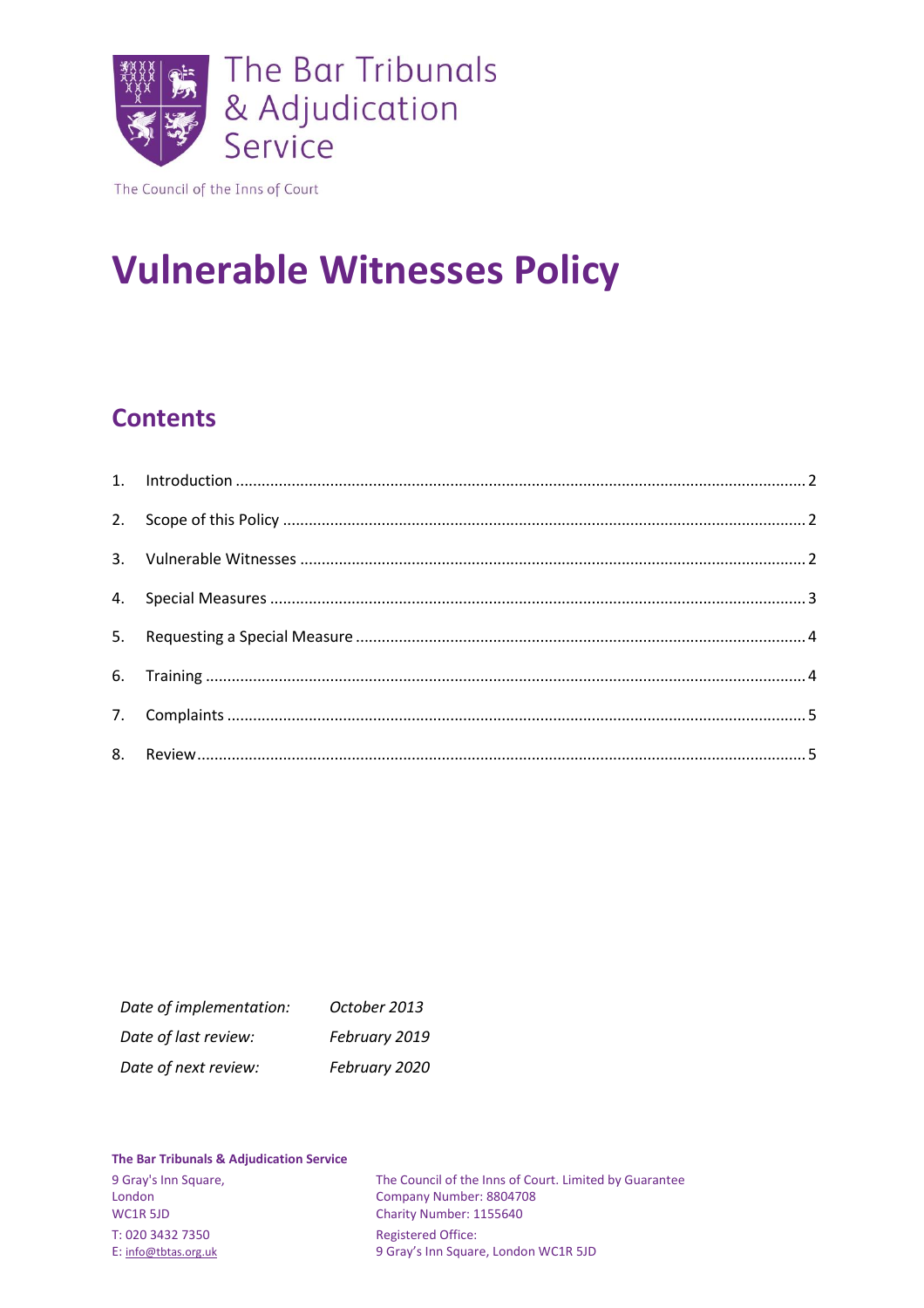The Bar Tribunals & Adjudication Service

The Council of the Inns of Court

# Vulnerable Witnesses Policy

## Contents

1. Introduction .... 2
2. Scope of this Policy .... 2
3. Vulnerable Witnesses .... 2
4. Special Measures .... 3
5. Requesting a Special Measure .... 4
6. Training .... 4
7. Complaints .... 5
8. Review .... 5

| | |
|---|---|
| *Date of implementation:* | *October 2013* |
| *Date of last review:* | *February 2019* |
| *Date of next review:* | *February 2020* |

**The Bar Tribunals & Adjudication Service**

9 Gray's Inn Square,
London
WC1R 5JD

T: 020 3432 7350
E: info@tbtas.org.uk

The Council of the Inns of Court. Limited by Guarantee
Company Number: 8804708
Charity Number: 1155640

Registered Office:
9 Gray's Inn Square, London WC1R 5JD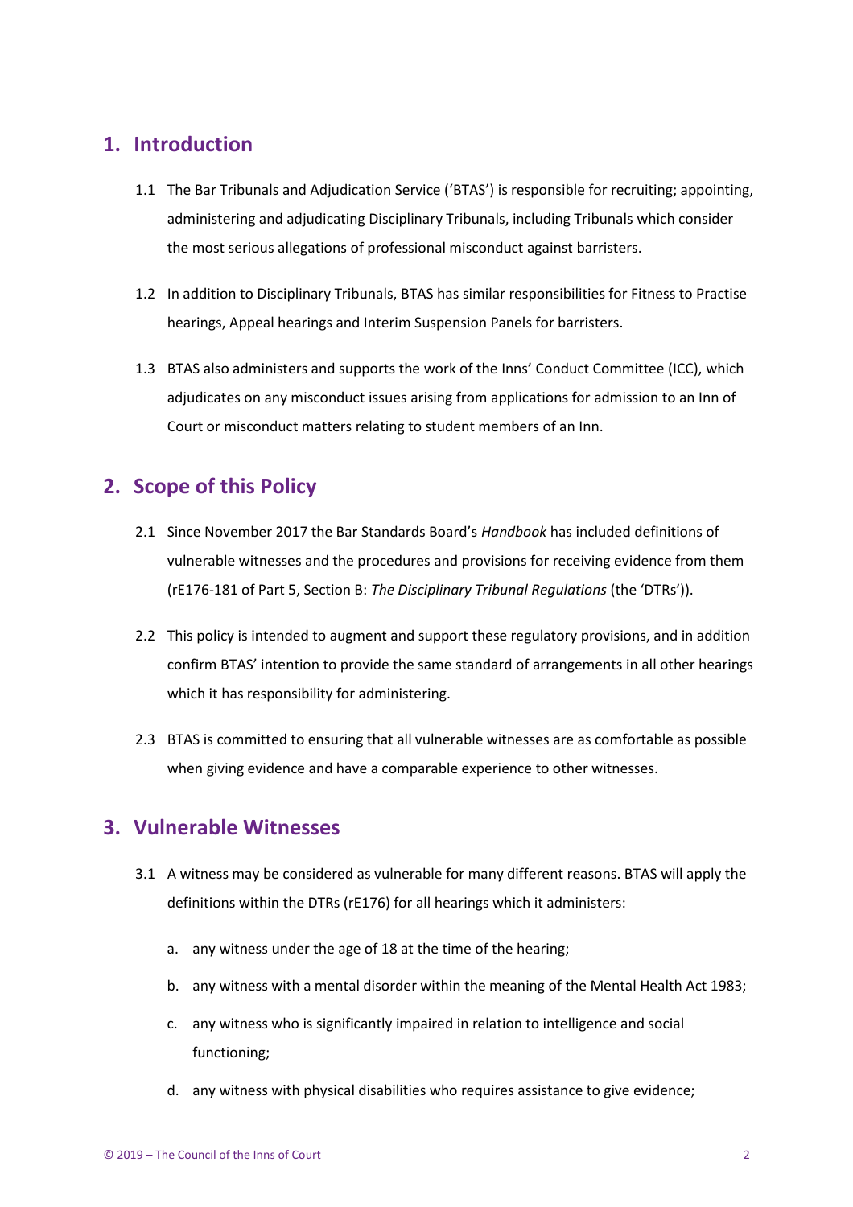## 1. Introduction

1.1 The Bar Tribunals and Adjudication Service ('BTAS') is responsible for recruiting; appointing, administering and adjudicating Disciplinary Tribunals, including Tribunals which consider the most serious allegations of professional misconduct against barristers.

1.2 In addition to Disciplinary Tribunals, BTAS has similar responsibilities for Fitness to Practise hearings, Appeal hearings and Interim Suspension Panels for barristers.

1.3 BTAS also administers and supports the work of the Inns' Conduct Committee (ICC), which adjudicates on any misconduct issues arising from applications for admission to an Inn of Court or misconduct matters relating to student members of an Inn.

## 2. Scope of this Policy

2.1 Since November 2017 the Bar Standards Board's *Handbook* has included definitions of vulnerable witnesses and the procedures and provisions for receiving evidence from them (rE176-181 of Part 5, Section B: *The Disciplinary Tribunal Regulations* (the 'DTRs')).

2.2 This policy is intended to augment and support these regulatory provisions, and in addition confirm BTAS' intention to provide the same standard of arrangements in all other hearings which it has responsibility for administering.

2.3 BTAS is committed to ensuring that all vulnerable witnesses are as comfortable as possible when giving evidence and have a comparable experience to other witnesses.

## 3. Vulnerable Witnesses

3.1 A witness may be considered as vulnerable for many different reasons. BTAS will apply the definitions within the DTRs (rE176) for all hearings which it administers:

a. any witness under the age of 18 at the time of the hearing;

b. any witness with a mental disorder within the meaning of the Mental Health Act 1983;

c. any witness who is significantly impaired in relation to intelligence and social functioning;

d. any witness with physical disabilities who requires assistance to give evidence;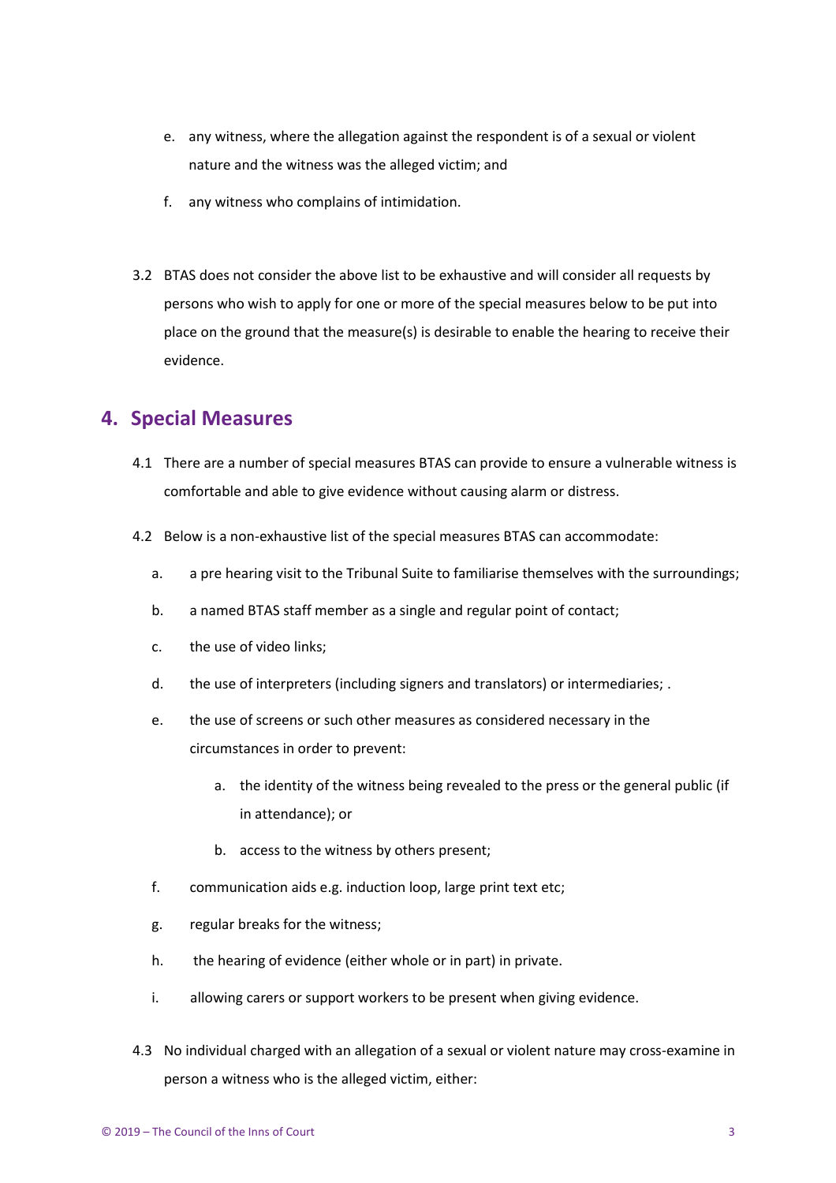e. any witness, where the allegation against the respondent is of a sexual or violent nature and the witness was the alleged victim; and

f. any witness who complains of intimidation.

3.2 BTAS does not consider the above list to be exhaustive and will consider all requests by persons who wish to apply for one or more of the special measures below to be put into place on the ground that the measure(s) is desirable to enable the hearing to receive their evidence.

## 4. Special Measures

4.1 There are a number of special measures BTAS can provide to ensure a vulnerable witness is comfortable and able to give evidence without causing alarm or distress.

4.2 Below is a non-exhaustive list of the special measures BTAS can accommodate:

a. a pre hearing visit to the Tribunal Suite to familiarise themselves with the surroundings;

b. a named BTAS staff member as a single and regular point of contact;

c. the use of video links;

d. the use of interpreters (including signers and translators) or intermediaries; .

e. the use of screens or such other measures as considered necessary in the circumstances in order to prevent:

   a. the identity of the witness being revealed to the press or the general public (if in attendance); or

   b. access to the witness by others present;

f. communication aids e.g. induction loop, large print text etc;

g. regular breaks for the witness;

h. the hearing of evidence (either whole or in part) in private.

i. allowing carers or support workers to be present when giving evidence.

4.3 No individual charged with an allegation of a sexual or violent nature may cross-examine in person a witness who is the alleged victim, either: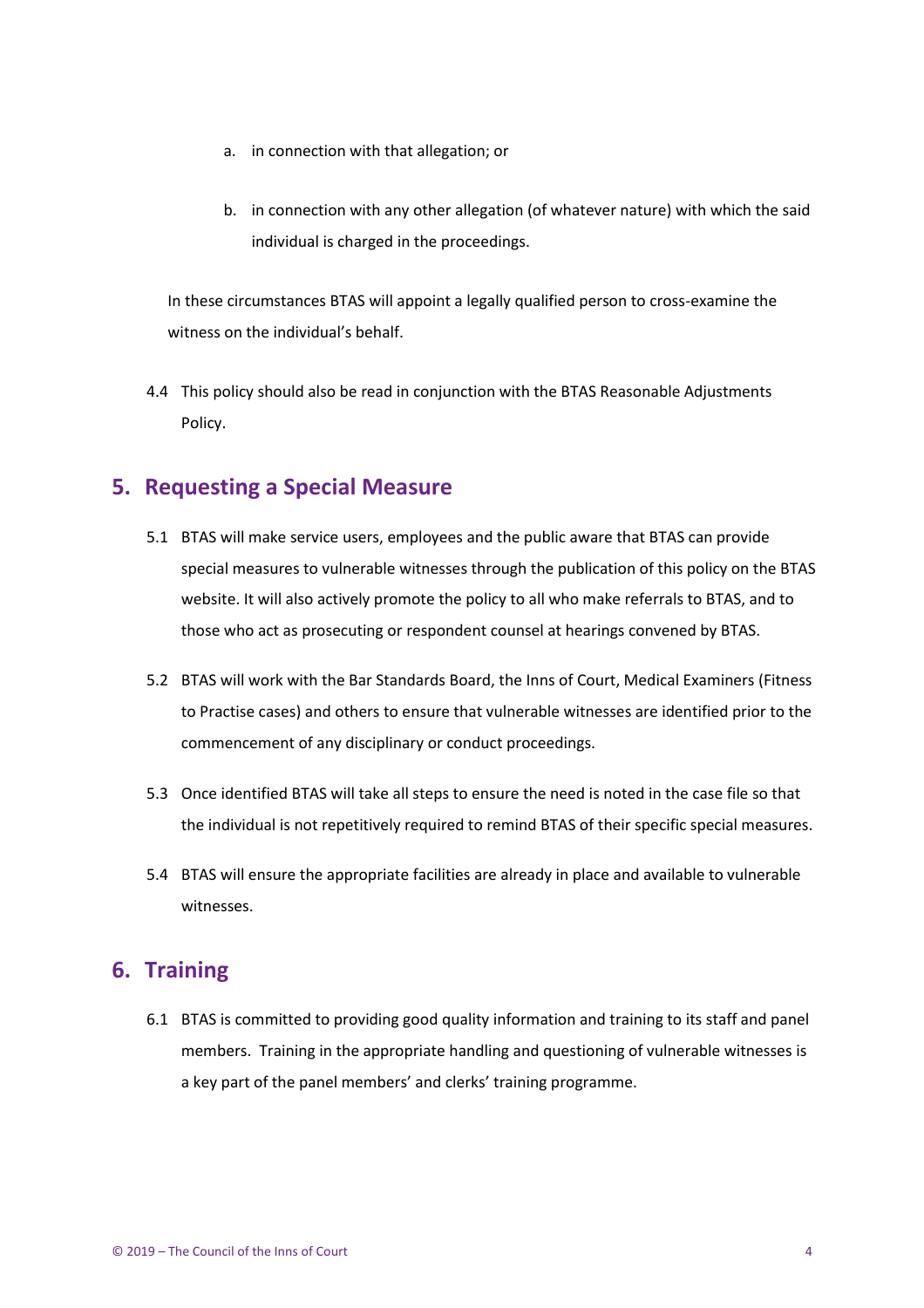a. in connection with that allegation; or

b. in connection with any other allegation (of whatever nature) with which the said individual is charged in the proceedings.

In these circumstances BTAS will appoint a legally qualified person to cross-examine the witness on the individual's behalf.

4.4 This policy should also be read in conjunction with the BTAS Reasonable Adjustments Policy.

## 5. Requesting a Special Measure

5.1 BTAS will make service users, employees and the public aware that BTAS can provide special measures to vulnerable witnesses through the publication of this policy on the BTAS website. It will also actively promote the policy to all who make referrals to BTAS, and to those who act as prosecuting or respondent counsel at hearings convened by BTAS.

5.2 BTAS will work with the Bar Standards Board, the Inns of Court, Medical Examiners (Fitness to Practise cases) and others to ensure that vulnerable witnesses are identified prior to the commencement of any disciplinary or conduct proceedings.

5.3 Once identified BTAS will take all steps to ensure the need is noted in the case file so that the individual is not repetitively required to remind BTAS of their specific special measures.

5.4 BTAS will ensure the appropriate facilities are already in place and available to vulnerable witnesses.

## 6. Training

6.1 BTAS is committed to providing good quality information and training to its staff and panel members. Training in the appropriate handling and questioning of vulnerable witnesses is a key part of the panel members' and clerks' training programme.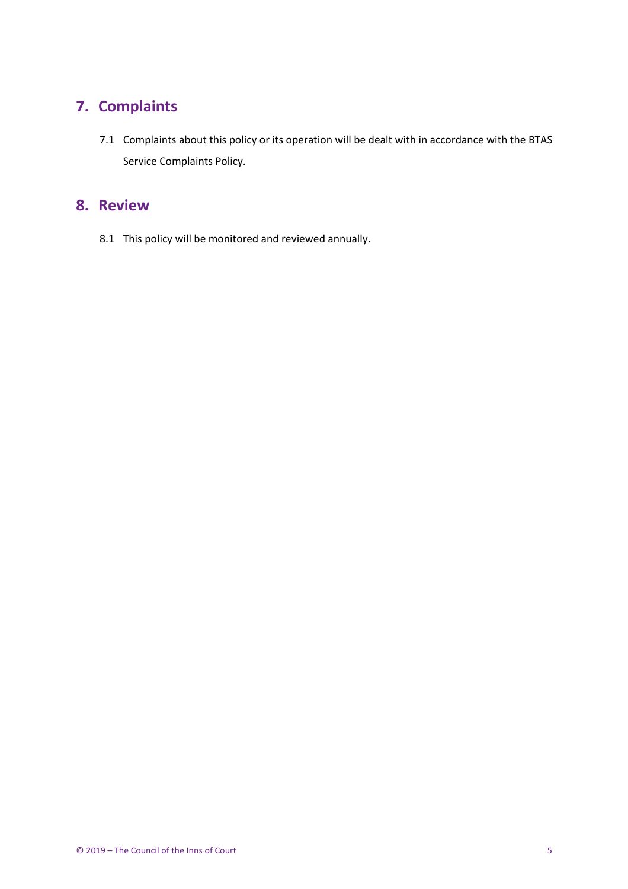## 7. Complaints

7.1 Complaints about this policy or its operation will be dealt with in accordance with the BTAS Service Complaints Policy.

## 8. Review

8.1 This policy will be monitored and reviewed annually.